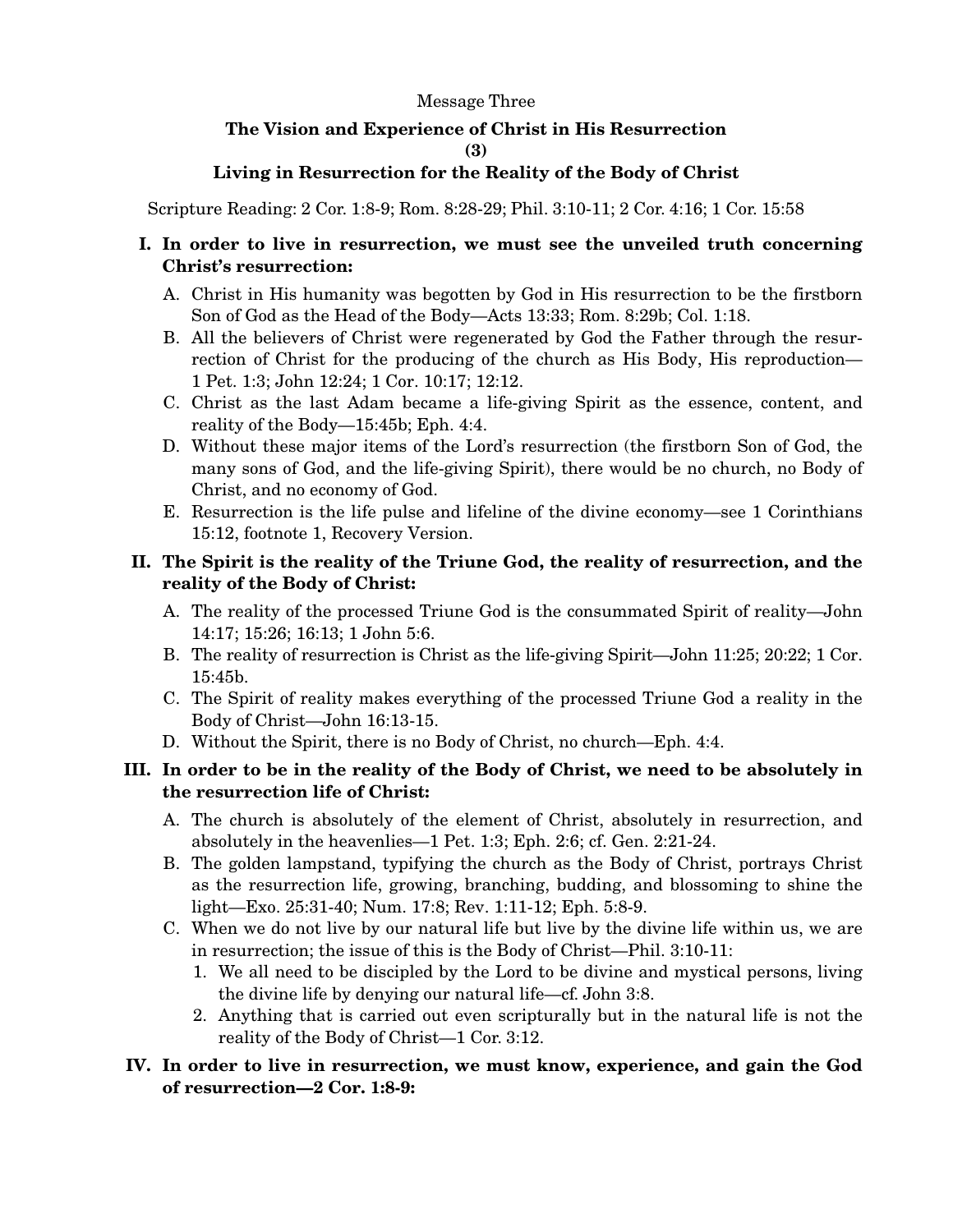Message Three

# The Vision and Experience of Christ in His Resurrection

## (3)

## Living in Resurrection for the Reality of the Body of Christ

Scripture Reading: 2 Cor. 1:8-9; Rom. 8:28-29; Phil. 3:10-11; 2 Cor. 4:16; 1 Cor. 15:58

**I. In order to live in resurrection, we must see the unveiled truth concerning Christ's resurrection:**

A. Christ in His humanity was begotten by God in His resurrection to be the firstborn Son of God as the Head of the Body—Acts 13:33; Rom. 8:29b; Col. 1:18.

B. All the believers of Christ were regenerated by God the Father through the resurrection of Christ for the producing of the church as His Body, His reproduction—1 Pet. 1:3; John 12:24; 1 Cor. 10:17; 12:12.

C. Christ as the last Adam became a life-giving Spirit as the essence, content, and reality of the Body—15:45b; Eph. 4:4.

D. Without these major items of the Lord's resurrection (the firstborn Son of God, the many sons of God, and the life-giving Spirit), there would be no church, no Body of Christ, and no economy of God.

E. Resurrection is the life pulse and lifeline of the divine economy—see 1 Corinthians 15:12, footnote 1, Recovery Version.

**II. The Spirit is the reality of the Triune God, the reality of resurrection, and the reality of the Body of Christ:**

A. The reality of the processed Triune God is the consummated Spirit of reality—John 14:17; 15:26; 16:13; 1 John 5:6.

B. The reality of resurrection is Christ as the life-giving Spirit—John 11:25; 20:22; 1 Cor. 15:45b.

C. The Spirit of reality makes everything of the processed Triune God a reality in the Body of Christ—John 16:13-15.

D. Without the Spirit, there is no Body of Christ, no church—Eph. 4:4.

**III. In order to be in the reality of the Body of Christ, we need to be absolutely in the resurrection life of Christ:**

A. The church is absolutely of the element of Christ, absolutely in resurrection, and absolutely in the heavenlies—1 Pet. 1:3; Eph. 2:6; cf. Gen. 2:21-24.

B. The golden lampstand, typifying the church as the Body of Christ, portrays Christ as the resurrection life, growing, branching, budding, and blossoming to shine the light—Exo. 25:31-40; Num. 17:8; Rev. 1:11-12; Eph. 5:8-9.

C. When we do not live by our natural life but live by the divine life within us, we are in resurrection; the issue of this is the Body of Christ—Phil. 3:10-11:

1. We all need to be discipled by the Lord to be divine and mystical persons, living the divine life by denying our natural life—cf. John 3:8.
2. Anything that is carried out even scripturally but in the natural life is not the reality of the Body of Christ—1 Cor. 3:12.

**IV. In order to live in resurrection, we must know, experience, and gain the God of resurrection—2 Cor. 1:8-9:**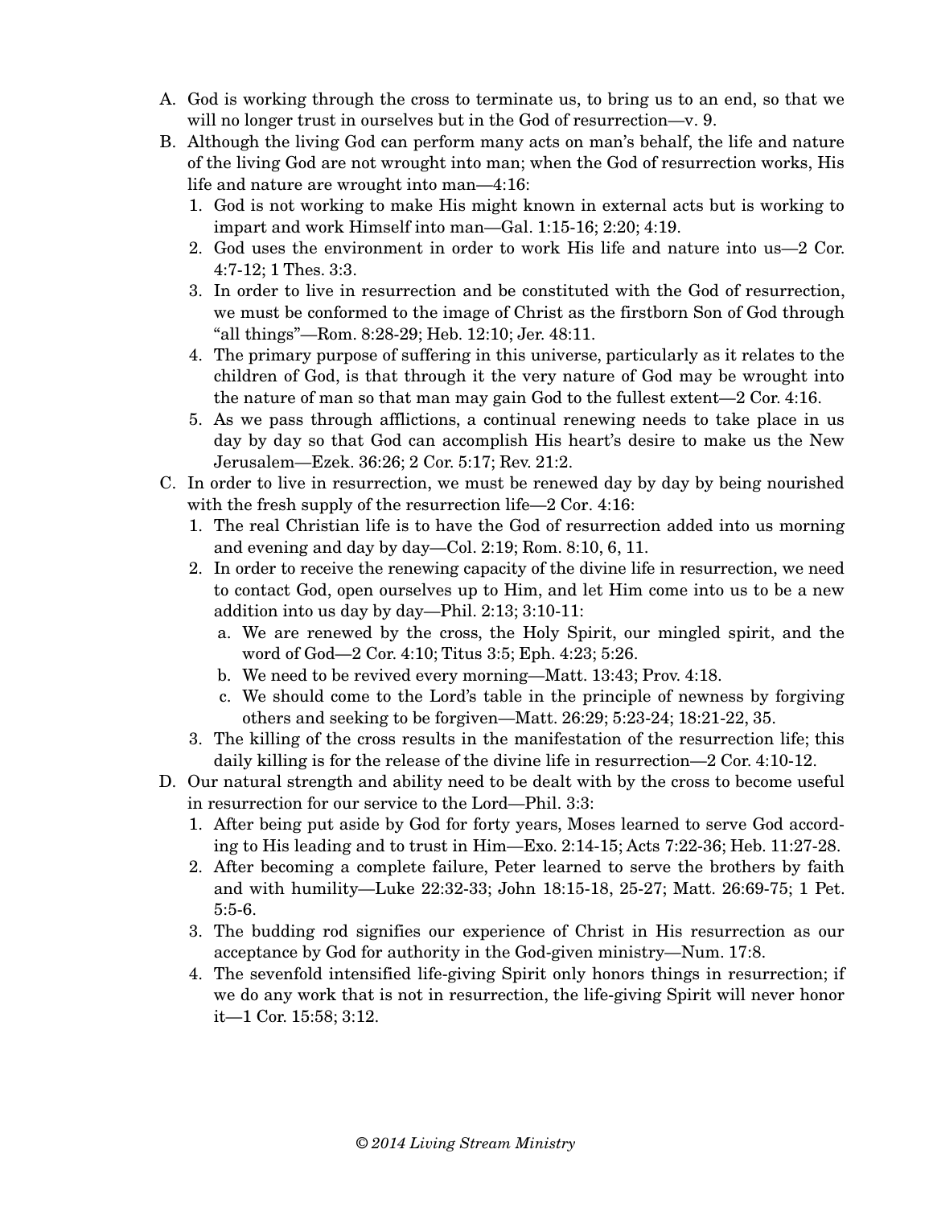A. God is working through the cross to terminate us, to bring us to an end, so that we will no longer trust in ourselves but in the God of resurrection—v. 9.

B. Although the living God can perform many acts on man's behalf, the life and nature of the living God are not wrought into man; when the God of resurrection works, His life and nature are wrought into man—4:16:

   1. God is not working to make His might known in external acts but is working to impart and work Himself into man—Gal. 1:15-16; 2:20; 4:19.
   2. God uses the environment in order to work His life and nature into us—2 Cor. 4:7-12; 1 Thes. 3:3.
   3. In order to live in resurrection and be constituted with the God of resurrection, we must be conformed to the image of Christ as the firstborn Son of God through "all things"—Rom. 8:28-29; Heb. 12:10; Jer. 48:11.
   4. The primary purpose of suffering in this universe, particularly as it relates to the children of God, is that through it the very nature of God may be wrought into the nature of man so that man may gain God to the fullest extent—2 Cor. 4:16.
   5. As we pass through afflictions, a continual renewing needs to take place in us day by day so that God can accomplish His heart's desire to make us the New Jerusalem—Ezek. 36:26; 2 Cor. 5:17; Rev. 21:2.

C. In order to live in resurrection, we must be renewed day by day by being nourished with the fresh supply of the resurrection life—2 Cor. 4:16:

   1. The real Christian life is to have the God of resurrection added into us morning and evening and day by day—Col. 2:19; Rom. 8:10, 6, 11.
   2. In order to receive the renewing capacity of the divine life in resurrection, we need to contact God, open ourselves up to Him, and let Him come into us to be a new addition into us day by day—Phil. 2:13; 3:10-11:
      a. We are renewed by the cross, the Holy Spirit, our mingled spirit, and the word of God—2 Cor. 4:10; Titus 3:5; Eph. 4:23; 5:26.
      b. We need to be revived every morning—Matt. 13:43; Prov. 4:18.
      c. We should come to the Lord's table in the principle of newness by forgiving others and seeking to be forgiven—Matt. 26:29; 5:23-24; 18:21-22, 35.
   3. The killing of the cross results in the manifestation of the resurrection life; this daily killing is for the release of the divine life in resurrection—2 Cor. 4:10-12.

D. Our natural strength and ability need to be dealt with by the cross to become useful in resurrection for our service to the Lord—Phil. 3:3:

   1. After being put aside by God for forty years, Moses learned to serve God according to His leading and to trust in Him—Exo. 2:14-15; Acts 7:22-36; Heb. 11:27-28.
   2. After becoming a complete failure, Peter learned to serve the brothers by faith and with humility—Luke 22:32-33; John 18:15-18, 25-27; Matt. 26:69-75; 1 Pet. 5:5-6.
   3. The budding rod signifies our experience of Christ in His resurrection as our acceptance by God for authority in the God-given ministry—Num. 17:8.
   4. The sevenfold intensified life-giving Spirit only honors things in resurrection; if we do any work that is not in resurrection, the life-giving Spirit will never honor it—1 Cor. 15:58; 3:12.

*© 2014 Living Stream Ministry*